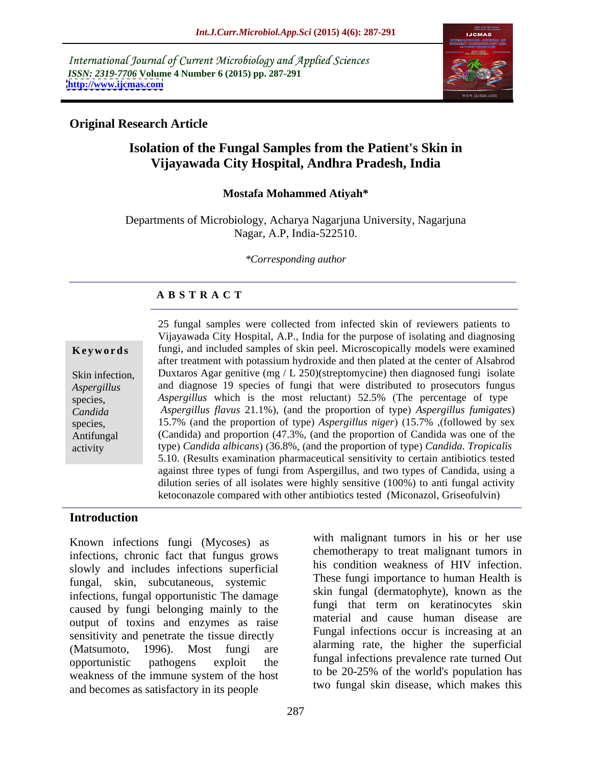International Journal of Current Microbiology and Applied Sciences
*ISSN: 2319-7706* **Volume 4 Number 6 (2015) pp. 287-291**
**http://www.ijcmas.com**

**Original Research Article**

# Isolation of the Fungal Samples from the Patient's Skin in Vijayawada City Hospital, Andhra Pradesh, India

**Mostafa Mohammed Atiyah***

Departments of Microbiology, Acharya Nagarjuna University, Nagarjuna Nagar, A.P, India-522510.

**Corresponding author*

## ABSTRACT

**Keywords**

Skin infection, *Aspergillus* species, *Candida* species, Antifungal activity

25 fungal samples were collected from infected skin of reviewers patients to Vijayawada City Hospital, A.P., India for the purpose of isolating and diagnosing fungi, and included samples of skin peel. Microscopically models were examined after treatment with potassium hydroxide and then plated at the center of Alsabrod Duxtaros Agar genitive (mg / L 250)(streptomycine) then diagnosed fungi isolate and diagnose 19 species of fungi that were distributed to prosecutors fungus *Aspergillus* which is the most reluctant) 52.5% (The percentage of type *Aspergillus flavus* 21.1%), (and the proportion of type) *Aspergillus fumigates*) 15.7% (and the proportion of type) *Aspergillus niger*) (15.7% ,(followed by sex (Candida) and proportion (47.3%, (and the proportion of Candida was one of the type) *Candida albicans*) (36.8%, (and the proportion of type) *Candida. Tropicalis* 5.10. (Results examination pharmaceutical sensitivity to certain antibiotics tested against three types of fungi from Aspergillus, and two types of Candida, using a dilution series of all isolates were highly sensitive (100%) to anti fungal activity ketoconazole compared with other antibiotics tested (Miconazol, Griseofulvin)

## Introduction

Known infections fungi (Mycoses) as infections, chronic fact that fungus grows slowly and includes infections superficial fungal, skin, subcutaneous, systemic infections, fungal opportunistic The damage caused by fungi belonging mainly to the output of toxins and enzymes as raise sensitivity and penetrate the tissue directly (Matsumoto, 1996). Most fungi are opportunistic pathogens exploit the weakness of the immune system of the host and becomes as satisfactory in its people with malignant tumors in his or her use chemotherapy to treat malignant tumors in his condition weakness of HIV infection. These fungi importance to human Health is skin fungal (dermatophyte), known as the fungi that term on keratinocytes skin material and cause human disease are Fungal infections occur is increasing at an alarming rate, the higher the superficial fungal infections prevalence rate turned Out to be 20-25% of the world's population has two fungal skin disease, which makes this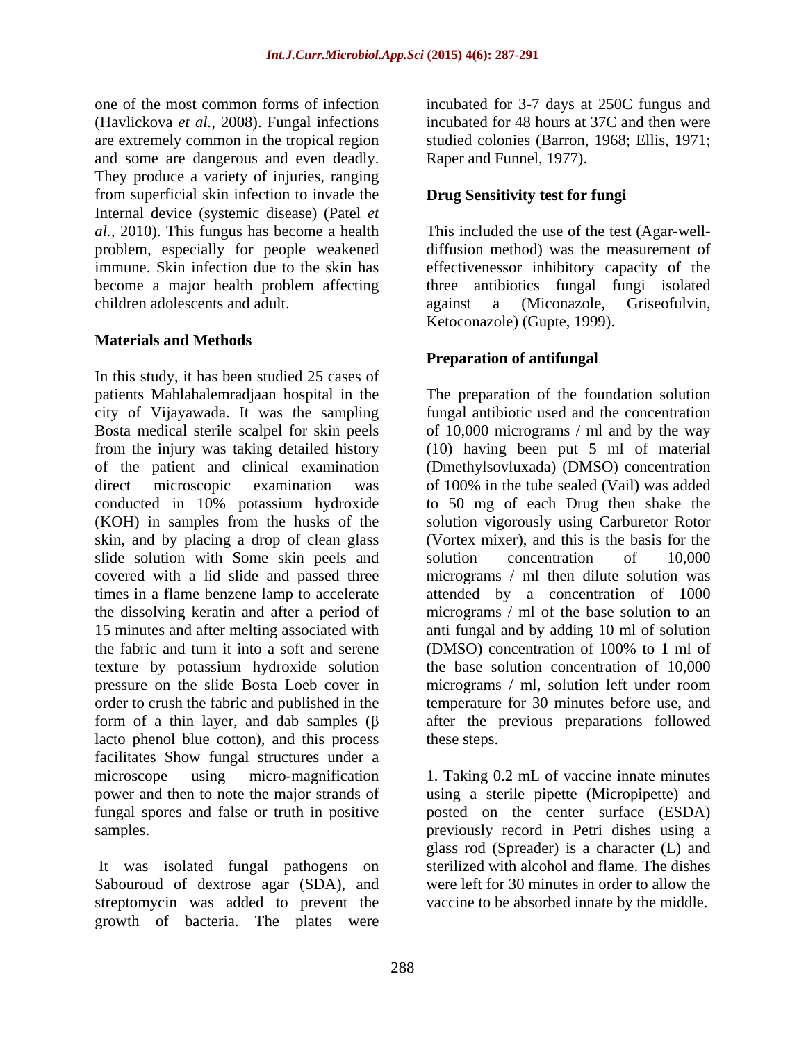one of the most common forms of infection (Havlickova *et al.,* 2008). Fungal infections are extremely common in the tropical region and some are dangerous and even deadly. They produce a variety of injuries, ranging from superficial skin infection to invade the Internal device (systemic disease) (Patel *et al.,* 2010). This fungus has become a health problem, especially for people weakened immune. Skin infection due to the skin has become a major health problem affecting children adolescents and adult.

## Materials and Methods

In this study, it has been studied 25 cases of patients Mahlahalemradjaan hospital in the city of Vijayawada. It was the sampling Bosta medical sterile scalpel for skin peels from the injury was taking detailed history of the patient and clinical examination direct microscopic examination was conducted in 10% potassium hydroxide (KOH) in samples from the husks of the skin, and by placing a drop of clean glass slide solution with Some skin peels and covered with a lid slide and passed three times in a flame benzene lamp to accelerate the dissolving keratin and after a period of 15 minutes and after melting associated with the fabric and turn it into a soft and serene texture by potassium hydroxide solution pressure on the slide Bosta Loeb cover in order to crush the fabric and published in the form of a thin layer, and dab samples (β lacto phenol blue cotton), and this process facilitates Show fungal structures under a microscope using micro-magnification power and then to note the major strands of fungal spores and false or truth in positive samples.

It was isolated fungal pathogens on Sabouroud of dextrose agar (SDA), and streptomycin was added to prevent the growth of bacteria. The plates were incubated for 3-7 days at 250C fungus and incubated for 48 hours at 37C and then were studied colonies (Barron, 1968; Ellis, 1971; Raper and Funnel, 1977).

## Drug Sensitivity test for fungi

This included the use of the test (Agar-well-diffusion method) was the measurement of effectivenessor inhibitory capacity of the three antibiotics fungal fungi isolated against a (Miconazole, Griseofulvin, Ketoconazole) (Gupte, 1999).

## Preparation of antifungal

The preparation of the foundation solution fungal antibiotic used and the concentration of 10,000 micrograms / ml and by the way (10) having been put 5 ml of material (Dmethylsovluxada) (DMSO) concentration of 100% in the tube sealed (Vail) was added to 50 mg of each Drug then shake the solution vigorously using Carburetor Rotor (Vortex mixer), and this is the basis for the solution concentration of 10,000 micrograms / ml then dilute solution was attended by a concentration of 1000 micrograms / ml of the base solution to an anti fungal and by adding 10 ml of solution (DMSO) concentration of 100% to 1 ml of the base solution concentration of 10,000 micrograms / ml, solution left under room temperature for 30 minutes before use, and after the previous preparations followed these steps.

1. Taking 0.2 mL of vaccine innate minutes using a sterile pipette (Micropipette) and posted on the center surface (ESDA) previously record in Petri dishes using a glass rod (Spreader) is a character (L) and sterilized with alcohol and flame. The dishes were left for 30 minutes in order to allow the vaccine to be absorbed innate by the middle.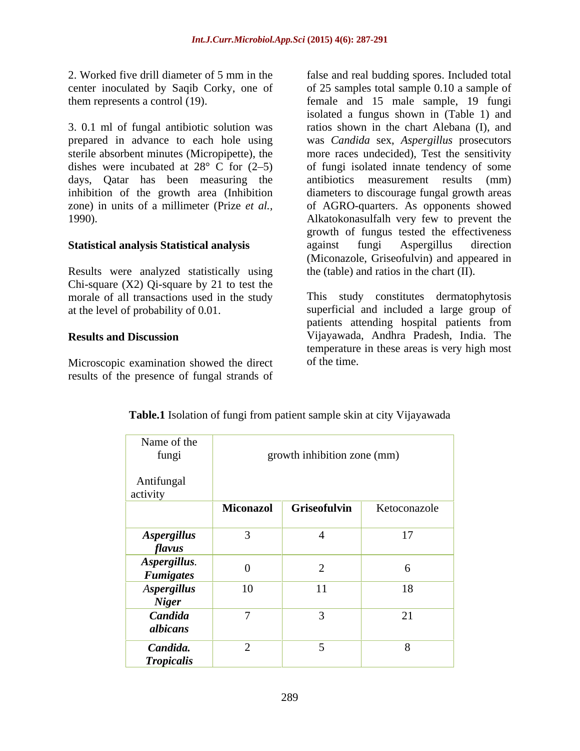2. Worked five drill diameter of 5 mm in the center inoculated by Saqib Corky, one of them represents a control (19).

3. 0.1 ml of fungal antibiotic solution was prepared in advance to each hole using sterile absorbent minutes (Micropipette), the dishes were incubated at 28° C for (2–5) days, Qatar has been measuring the inhibition of the growth area (Inhibition zone) in units of a millimeter (Prize *et al.,* 1990).

**Statistical analysis Statistical analysis**

Results were analyzed statistically using Chi-square (X2) Qi-square by 21 to test the morale of all transactions used in the study at the level of probability of 0.01.

**Results and Discussion**

Microscopic examination showed the direct results of the presence of fungal strands of false and real budding spores. Included total of 25 samples total sample 0.10 a sample of female and 15 male sample, 19 fungi isolated a fungus shown in (Table 1) and ratios shown in the chart Alebana (I), and was *Candida* sex, *Aspergillus* prosecutors more races undecided), Test the sensitivity of fungi isolated innate tendency of some antibiotics measurement results (mm) diameters to discourage fungal growth areas of AGRO-quarters. As opponents showed Alkatokonasulfalh very few to prevent the growth of fungus tested the effectiveness against fungi Aspergillus direction (Miconazole, Griseofulvin) and appeared in the (table) and ratios in the chart (II).

This study constitutes dermatophytosis superficial and included a large group of patients attending hospital patients from Vijayawada, Andhra Pradesh, India. The temperature in these areas is very high most of the time.

**Table.1** Isolation of fungi from patient sample skin at city Vijayawada

| Name of the fungi / Antifungal activity | growth inhibition zone (mm) | | |
|---|---|---|---|
| | **Miconazol** | **Griseofulvin** | Ketoconazole |
| ***Aspergillus flavus*** | 3 | 4 | 17 |
| ***Aspergillus. Fumigates*** | 0 | 2 | 6 |
| ***Aspergillus Niger*** | 10 | 11 | 18 |
| ***Candida albicans*** | 7 | 3 | 21 |
| ***Candida. Tropicalis*** | 2 | 5 | 8 |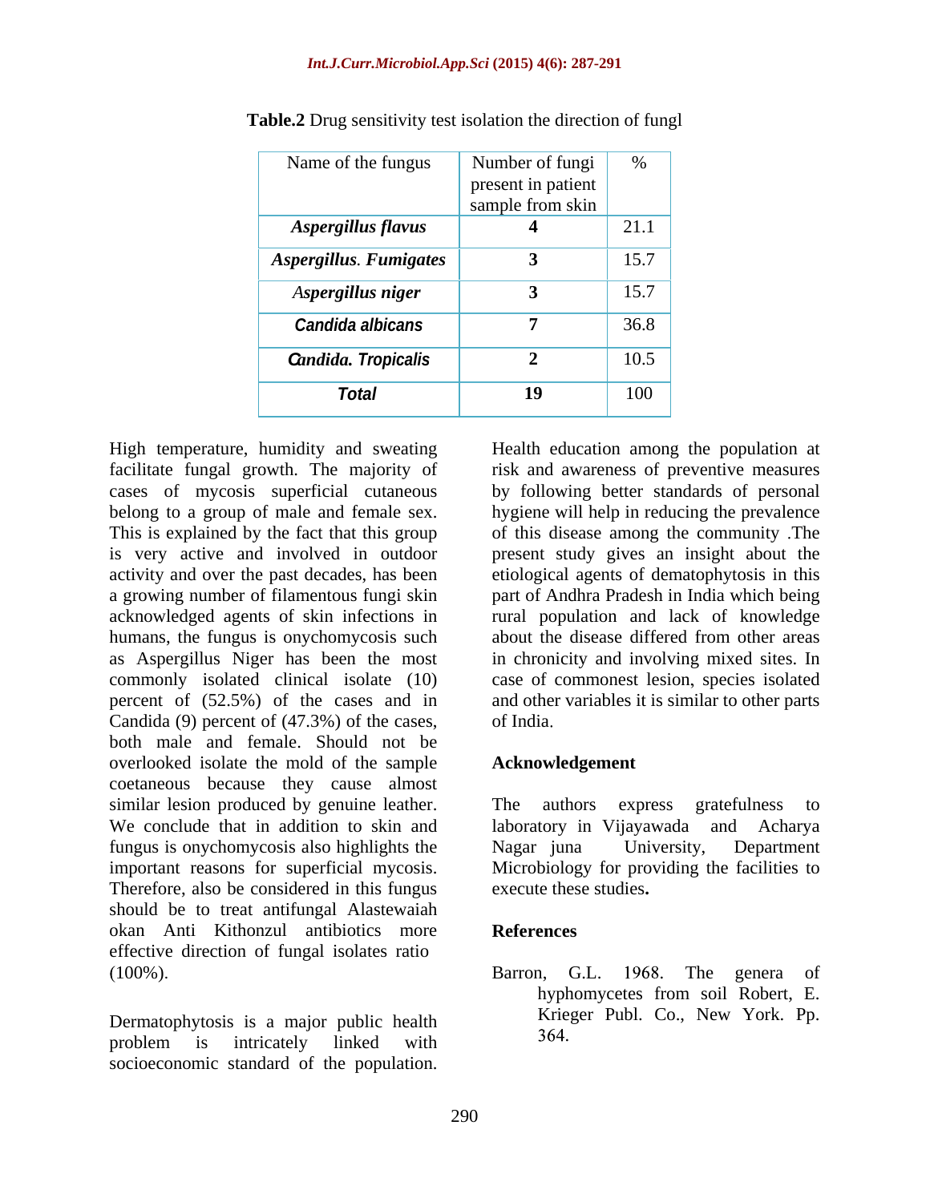**Table.2** Drug sensitivity test isolation the direction of fungl

| Name of the fungus | Number of fungi present in patient sample from skin | % |
|---|---|---|
| ***Aspergillus flavus*** | **4** | 21.1 |
| ***Aspergillus. Fumigates*** | **3** | 15.7 |
| ***Aspergillus niger*** | **3** | 15.7 |
| ***Candida albicans*** | **7** | 36.8 |
| ***Candida. Tropicalis*** | **2** | 10.5 |
| ***Total*** | **19** | 100 |

High temperature, humidity and sweating facilitate fungal growth. The majority of cases of mycosis superficial cutaneous belong to a group of male and female sex. This is explained by the fact that this group is very active and involved in outdoor activity and over the past decades, has been a growing number of filamentous fungi skin acknowledged agents of skin infections in humans, the fungus is onychomycosis such as Aspergillus Niger has been the most commonly isolated clinical isolate (10) percent of (52.5%) of the cases and in Candida (9) percent of (47.3%) of the cases, both male and female. Should not be overlooked isolate the mold of the sample coetaneous because they cause almost similar lesion produced by genuine leather. We conclude that in addition to skin and fungus is onychomycosis also highlights the important reasons for superficial mycosis. Therefore, also be considered in this fungus should be to treat antifungal Alastewaiah okan Anti Kithonzul antibiotics more effective direction of fungal isolates ratio (100%).

Dermatophytosis is a major public health problem is intricately linked with socioeconomic standard of the population. Health education among the population at risk and awareness of preventive measures by following better standards of personal hygiene will help in reducing the prevalence of this disease among the community .The present study gives an insight about the etiological agents of dematophytosis in this part of Andhra Pradesh in India which being rural population and lack of knowledge about the disease differed from other areas in chronicity and involving mixed sites. In case of commonest lesion, species isolated and other variables it is similar to other parts of India.

## Acknowledgement

The authors express gratefulness to laboratory in Vijayawada and Acharya Nagar juna University, Department Microbiology for providing the facilities to execute these studies**.**

## References

Barron, G.L. 1968. The genera of hyphomycetes from soil Robert, E. Krieger Publ. Co., New York. Pp. 364.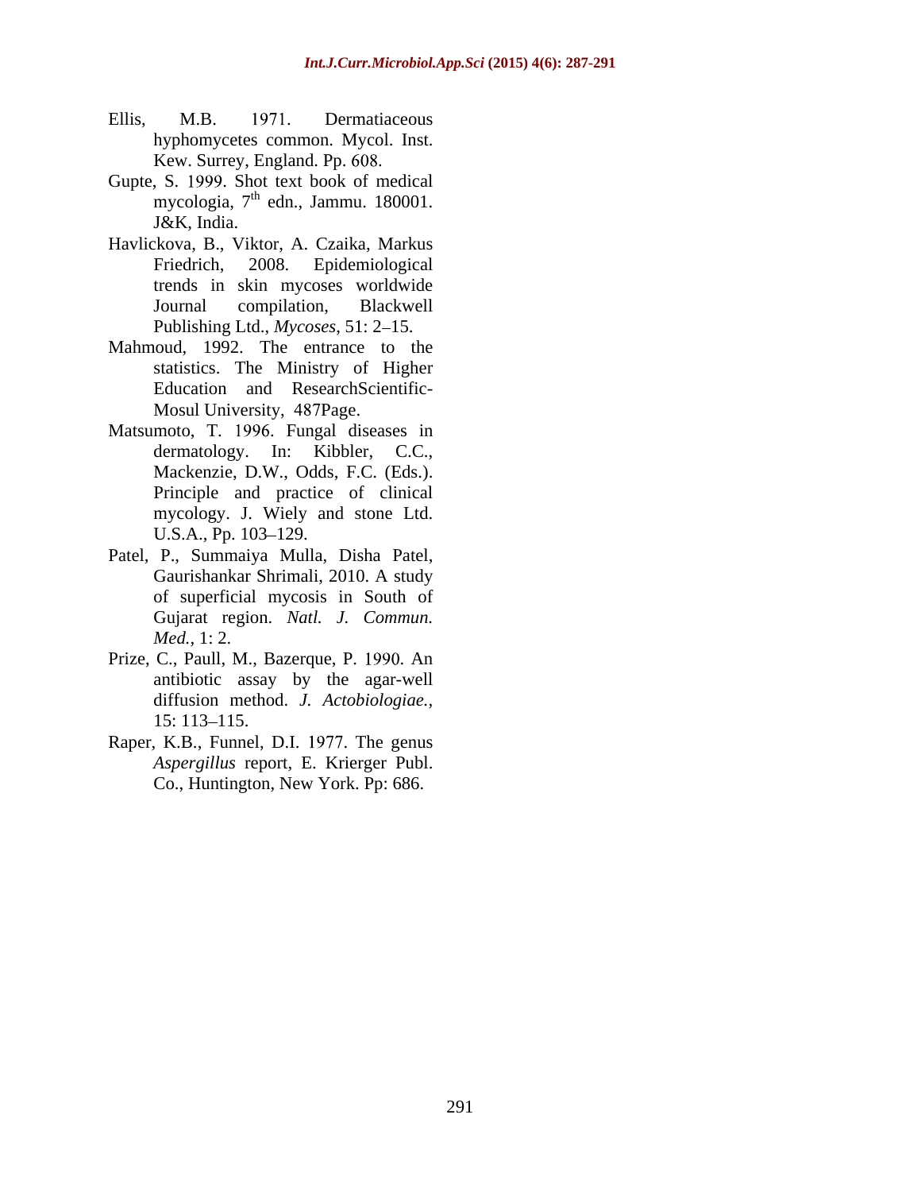Ellis, M.B. 1971. Dermatiaceous hyphomycetes common. Mycol. Inst. Kew. Surrey, England. Pp. 608.

Gupte, S. 1999. Shot text book of medical mycologia, $7^{th}$ edn., Jammu. 180001. J&K, India.

Havlickova, B., Viktor, A. Czaika, Markus Friedrich, 2008. Epidemiological trends in skin mycoses worldwide Journal compilation, Blackwell Publishing Ltd., *Mycoses*, 51: 2–15.

Mahmoud, 1992. The entrance to the statistics. The Ministry of Higher Education and ResearchScientific-Mosul University, 487Page.

Matsumoto, T. 1996. Fungal diseases in dermatology. In: Kibbler, C.C., Mackenzie, D.W., Odds, F.C. (Eds.). Principle and practice of clinical mycology. J. Wiely and stone Ltd. U.S.A., Pp. 103–129.

Patel, P., Summaiya Mulla, Disha Patel, Gaurishankar Shrimali, 2010. A study of superficial mycosis in South of Gujarat region. *Natl. J. Commun. Med.*, 1: 2.

Prize, C., Paull, M., Bazerque, P. 1990. An antibiotic assay by the agar-well diffusion method. *J. Actobiologiae.*, 15: 113–115.

Raper, K.B., Funnel, D.I. 1977. The genus *Aspergillus* report, E. Krierger Publ. Co., Huntington, New York. Pp: 686.